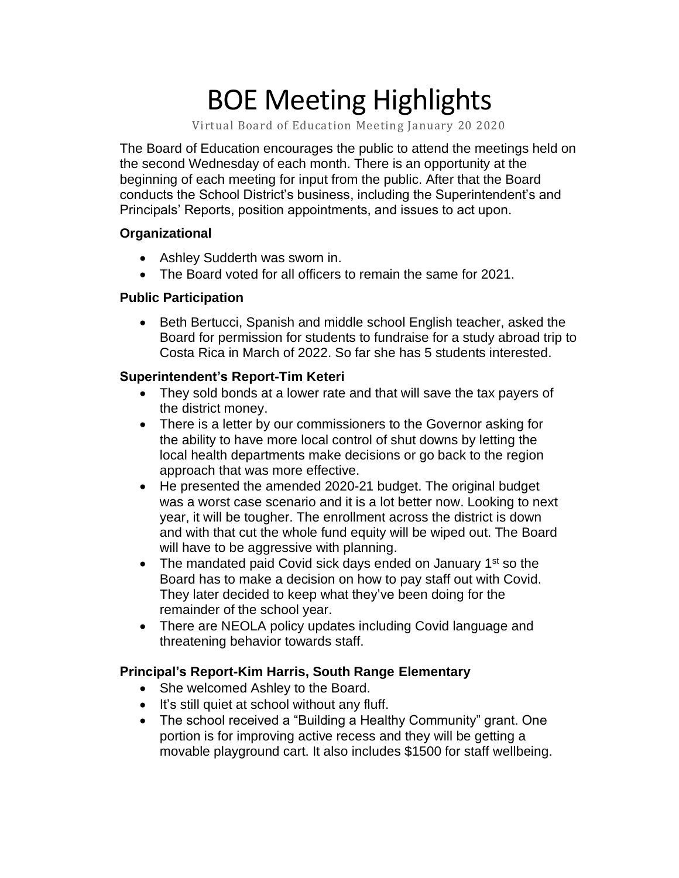# BOE Meeting Highlights

Virtual Board of Education Meeting January 20 2020

The Board of Education encourages the public to attend the meetings held on the second Wednesday of each month. There is an opportunity at the beginning of each meeting for input from the public. After that the Board conducts the School District's business, including the Superintendent's and Principals' Reports, position appointments, and issues to act upon.

**Organizational**

- Ashley Sudderth was sworn in.
- The Board voted for all officers to remain the same for 2021.

**Public Participation**

- Beth Bertucci, Spanish and middle school English teacher, asked the Board for permission for students to fundraise for a study abroad trip to Costa Rica in March of 2022. So far she has 5 students interested.

**Superintendent's Report-Tim Keteri**

- They sold bonds at a lower rate and that will save the tax payers of the district money.
- There is a letter by our commissioners to the Governor asking for the ability to have more local control of shut downs by letting the local health departments make decisions or go back to the region approach that was more effective.
- He presented the amended 2020-21 budget. The original budget was a worst case scenario and it is a lot better now. Looking to next year, it will be tougher. The enrollment across the district is down and with that cut the whole fund equity will be wiped out. The Board will have to be aggressive with planning.
- The mandated paid Covid sick days ended on January 1st so the Board has to make a decision on how to pay staff out with Covid. They later decided to keep what they've been doing for the remainder of the school year.
- There are NEOLA policy updates including Covid language and threatening behavior towards staff.

**Principal's Report-Kim Harris, South Range Elementary**

- She welcomed Ashley to the Board.
- It's still quiet at school without any fluff.
- The school received a "Building a Healthy Community" grant. One portion is for improving active recess and they will be getting a movable playground cart. It also includes $1500 for staff wellbeing.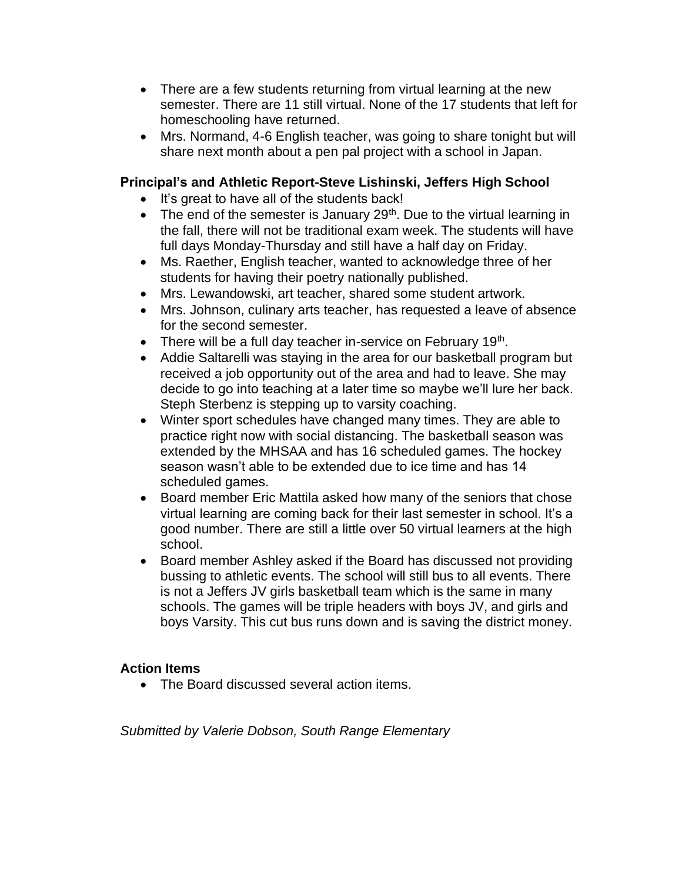- There are a few students returning from virtual learning at the new semester. There are 11 still virtual. None of the 17 students that left for homeschooling have returned.
- Mrs. Normand, 4-6 English teacher, was going to share tonight but will share next month about a pen pal project with a school in Japan.

**Principal's and Athletic Report-Steve Lishinski, Jeffers High School**

- It's great to have all of the students back!
- The end of the semester is January 29th. Due to the virtual learning in the fall, there will not be traditional exam week. The students will have full days Monday-Thursday and still have a half day on Friday.
- Ms. Raether, English teacher, wanted to acknowledge three of her students for having their poetry nationally published.
- Mrs. Lewandowski, art teacher, shared some student artwork.
- Mrs. Johnson, culinary arts teacher, has requested a leave of absence for the second semester.
- There will be a full day teacher in-service on February 19th.
- Addie Saltarelli was staying in the area for our basketball program but received a job opportunity out of the area and had to leave. She may decide to go into teaching at a later time so maybe we'll lure her back. Steph Sterbenz is stepping up to varsity coaching.
- Winter sport schedules have changed many times. They are able to practice right now with social distancing. The basketball season was extended by the MHSAA and has 16 scheduled games. The hockey season wasn't able to be extended due to ice time and has 14 scheduled games.
- Board member Eric Mattila asked how many of the seniors that chose virtual learning are coming back for their last semester in school. It's a good number. There are still a little over 50 virtual learners at the high school.
- Board member Ashley asked if the Board has discussed not providing bussing to athletic events. The school will still bus to all events. There is not a Jeffers JV girls basketball team which is the same in many schools. The games will be triple headers with boys JV, and girls and boys Varsity. This cut bus runs down and is saving the district money.

**Action Items**

- The Board discussed several action items.

*Submitted by Valerie Dobson, South Range Elementary*